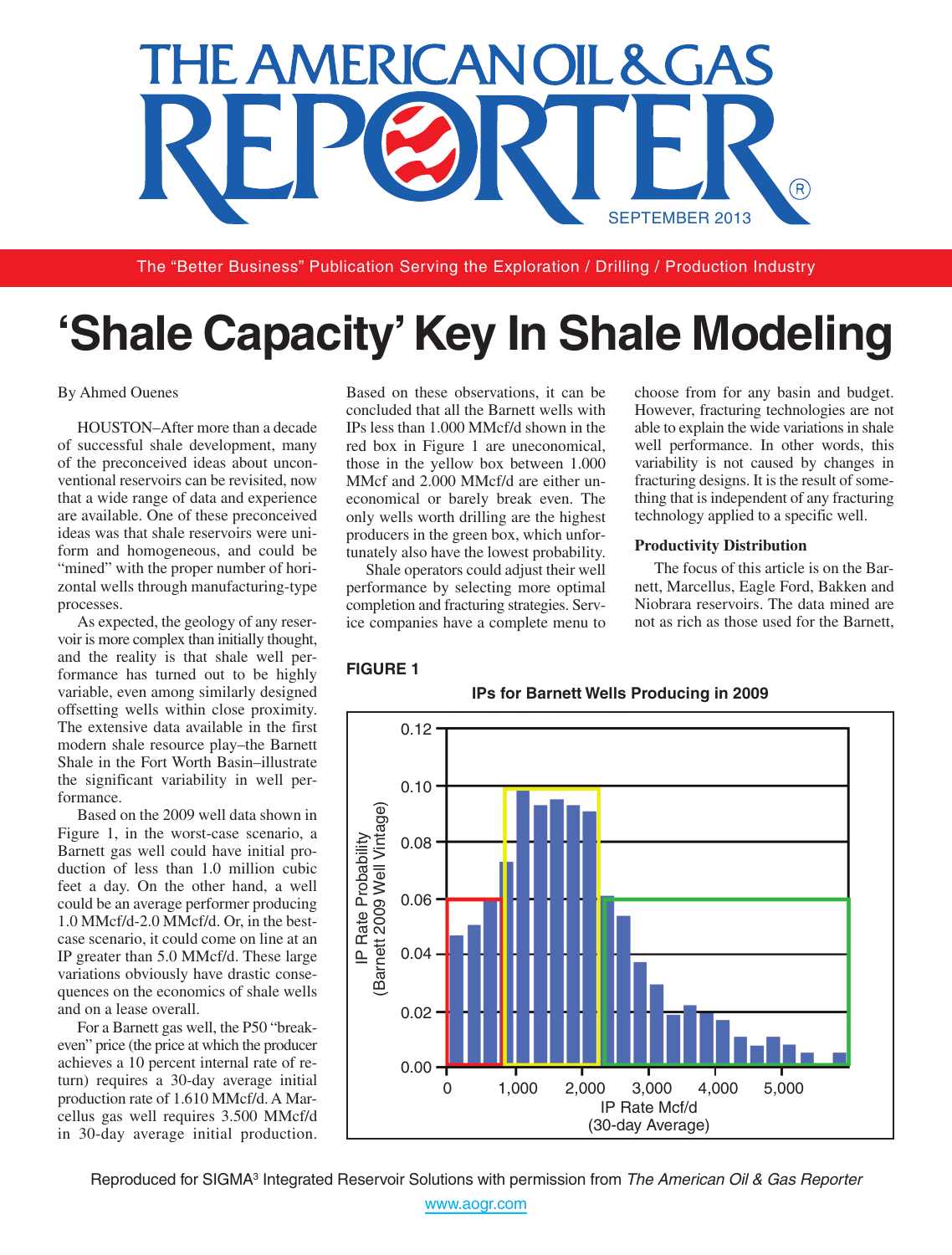# THE AMERICAN OIL & GAS REPORTER

SEPTEMBER 2013

The "Better Business" Publication Serving the Exploration / Drilling / Production Industry

# 'Shale Capacity' Key In Shale Modeling

By Ahmed Ouenes

HOUSTON–After more than a decade of successful shale development, many of the preconceived ideas about unconventional reservoirs can be revisited, now that a wide range of data and experience are available. One of these preconceived ideas was that shale reservoirs were uniform and homogeneous, and could be "mined" with the proper number of horizontal wells through manufacturing-type processes.

As expected, the geology of any reservoir is more complex than initially thought, and the reality is that shale well performance has turned out to be highly variable, even among similarly designed offsetting wells within close proximity. The extensive data available in the first modern shale resource play–the Barnett Shale in the Fort Worth Basin–illustrate the significant variability in well performance.

Based on the 2009 well data shown in Figure 1, in the worst-case scenario, a Barnett gas well could have initial production of less than 1.0 million cubic feet a day. On the other hand, a well could be an average performer producing 1.0 MMcf/d-2.0 MMcf/d. Or, in the best-case scenario, it could come on line at an IP greater than 5.0 MMcf/d. These large variations obviously have drastic consequences on the economics of shale wells and on a lease overall.

For a Barnett gas well, the P50 "break-even" price (the price at which the producer achieves a 10 percent internal rate of return) requires a 30-day average initial production rate of 1.610 MMcf/d. A Marcellus gas well requires 3.500 MMcf/d in 30-day average initial production. Based on these observations, it can be concluded that all the Barnett wells with IPs less than 1.000 MMcf/d shown in the red box in Figure 1 are uneconomical, those in the yellow box between 1.000 MMcf and 2.000 MMcf/d are either uneconomical or barely break even. The only wells worth drilling are the highest producers in the green box, which unfortunately also have the lowest probability.

Shale operators could adjust their well performance by selecting more optimal completion and fracturing strategies. Service companies have a complete menu to choose from for any basin and budget. However, fracturing technologies are not able to explain the wide variations in shale well performance. In other words, this variability is not caused by changes in fracturing designs. It is the result of something that is independent of any fracturing technology applied to a specific well.

### Productivity Distribution

The focus of this article is on the Barnett, Marcellus, Eagle Ford, Bakken and Niobrara reservoirs. The data mined are not as rich as those used for the Barnett,

**FIGURE 1**

**IPs for Barnett Wells Producing in 2009**

IP Rate Probability (Barnett 2009 Well Vintage)

0.12
0.10
0.08
0.06
0.04
0.02
0.00

0
1,000
2,000
3,000
4,000
5,000

IP Rate Mcf/d (30-day Average)

Reproduced for SIGMA³ Integrated Reservoir Solutions with permission from *The American Oil & Gas Reporter*

www.aogr.com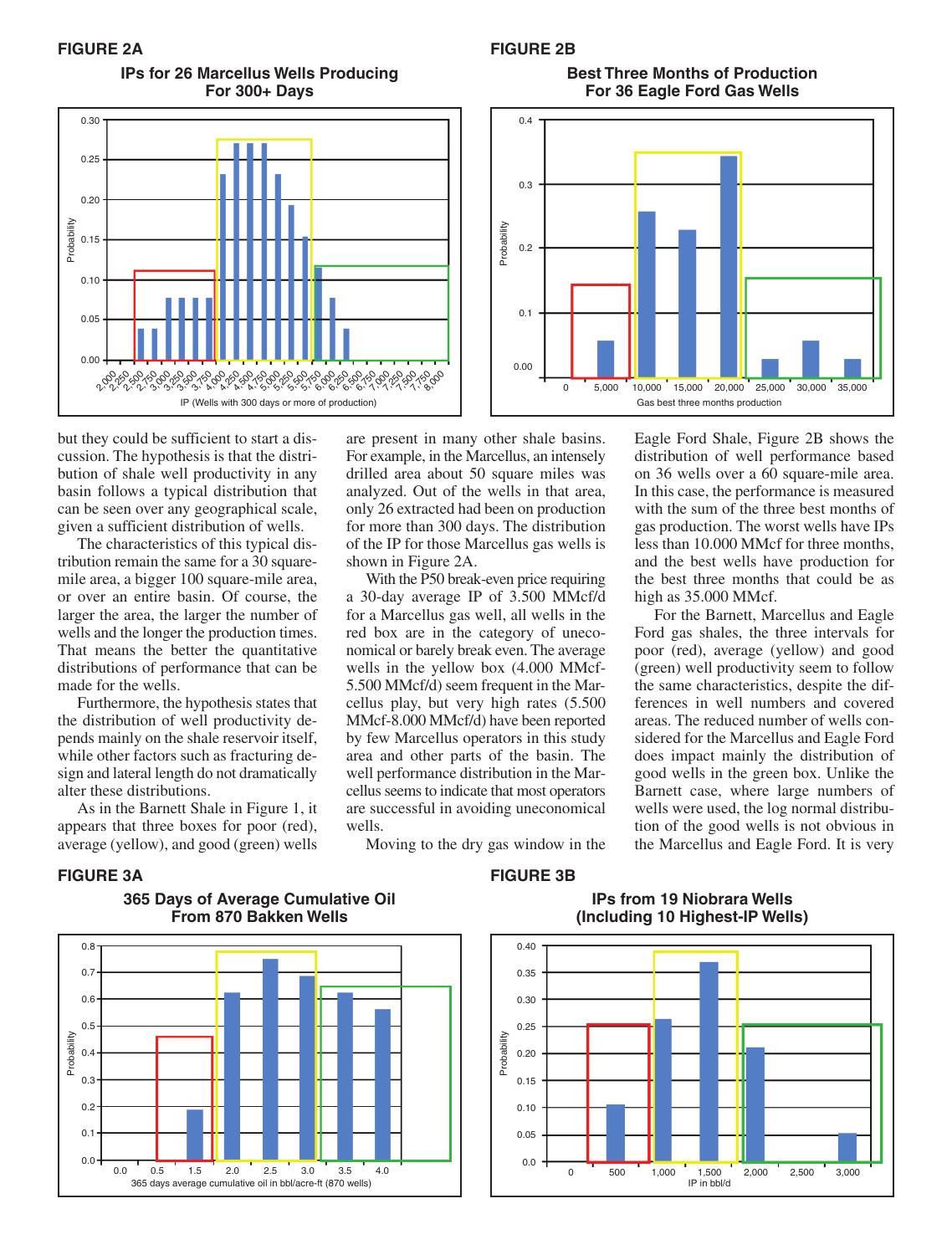**FIGURE 2A**

IPs for 26 Marcellus Wells Producing For 300+ Days

Probability

0.30
0.25
0.20
0.15
0.10
0.05
0.00

2,000 2,250 2,500 2,750 3,000 3,250 3,500 3,750 4,000 4,250 4,500 4,750 5,000 5,250 5,500 5,750 6,000 6,250 6,500 6,750 7,000 7,250 7,500 7,750 8,000

IP (Wells with 300 days or more of production)

**FIGURE 2B**

Best Three Months of Production For 36 Eagle Ford Gas Wells

Probability

0.4
0.3
0.2
0.1
0.00

0 5,000 10,000 15,000 20,000 25,000 30,000 35,000

Gas best three months production

but they could be sufficient to start a discussion. The hypothesis is that the distribution of shale well productivity in any basin follows a typical distribution that can be seen over any geographical scale, given a sufficient distribution of wells.

The characteristics of this typical distribution remain the same for a 30 square-mile area, a bigger 100 square-mile area, or over an entire basin. Of course, the larger the area, the larger the number of wells and the longer the production times. That means the better the quantitative distributions of performance that can be made for the wells.

Furthermore, the hypothesis states that the distribution of well productivity depends mainly on the shale reservoir itself, while other factors such as fracturing design and lateral length do not dramatically alter these distributions.

As in the Barnett Shale in Figure 1, it appears that three boxes for poor (red), average (yellow), and good (green) wells are present in many other shale basins. For example, in the Marcellus, an intensely drilled area about 50 square miles was analyzed. Out of the wells in that area, only 26 extracted had been on production for more than 300 days. The distribution of the IP for those Marcellus gas wells is shown in Figure 2A.

With the P50 break-even price requiring a 30-day average IP of 3.500 MMcf/d for a Marcellus gas well, all wells in the red box are in the category of uneconomical or barely break even. The average wells in the yellow box (4.000 MMcf-5.500 MMcf/d) seem frequent in the Marcellus play, but very high rates (5.500 MMcf-8.000 MMcf/d) have been reported by few Marcellus operators in this study area and other parts of the basin. The well performance distribution in the Marcellus seems to indicate that most operators are successful in avoiding uneconomical wells.

Moving to the dry gas window in the Eagle Ford Shale, Figure 2B shows the distribution of well performance based on 36 wells over a 60 square-mile area. In this case, the performance is measured with the sum of the three best months of gas production. The worst wells have IPs less than 10.000 MMcf for three months, and the best wells have production for the best three months that could be as high as 35.000 MMcf.

For the Barnett, Marcellus and Eagle Ford gas shales, the three intervals for poor (red), average (yellow) and good (green) well productivity seem to follow the same characteristics, despite the differences in well numbers and covered areas. The reduced number of wells considered for the Marcellus and Eagle Ford does impact mainly the distribution of good wells in the green box. Unlike the Barnett case, where large numbers of wells were used, the log normal distribution of the good wells is not obvious in the Marcellus and Eagle Ford. It is very

**FIGURE 3A**

365 Days of Average Cumulative Oil From 870 Bakken Wells

Probability

0.8
0.7
0.6
0.5
0.4
0.3
0.2
0.1
0.0

0.0 0.5 1.5 2.0 2.5 3.0 3.5 4.0

365 days average cumulative oil in bbl/acre-ft (870 wells)

**FIGURE 3B**

IPs from 19 Niobrara Wells (Including 10 Highest-IP Wells)

Probability

0.40
0.35
0.30
0.25
0.20
0.15
0.10
0.05
0.0

0 500 1,000 1,500 2,000 2,500 3,000

IP in bbl/d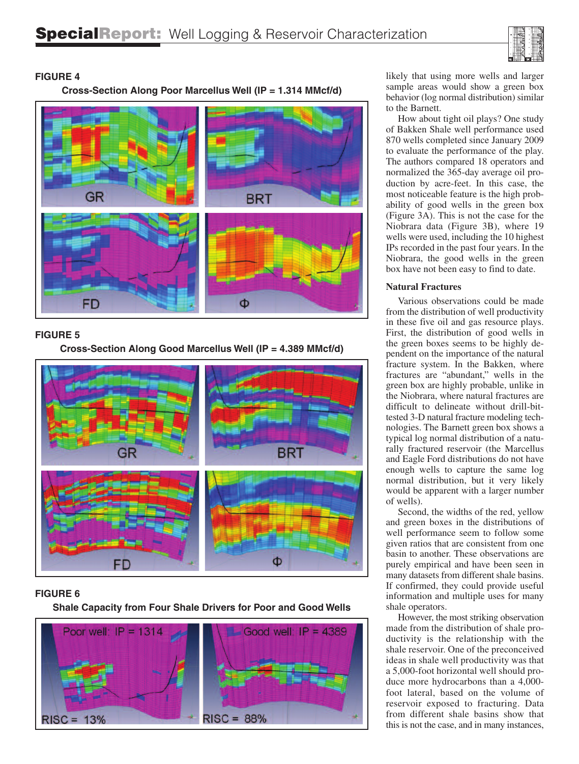**FIGURE 4**

**Cross-Section Along Poor Marcellus Well (IP = 1.314 MMcf/d)**

GR

BRT

FD

Φ

**FIGURE 5**

**Cross-Section Along Good Marcellus Well (IP = 4.389 MMcf/d)**

GR

BRT

FD

Φ

**FIGURE 6**

**Shale Capacity from Four Shale Drivers for Poor and Good Wells**

Poor well: IP = 1314

RISC = 13%

Good well: IP = 4389

RISC = 88%

likely that using more wells and larger sample areas would show a green box behavior (log normal distribution) similar to the Barnett.

How about tight oil plays? One study of Bakken Shale well performance used 870 wells completed since January 2009 to evaluate the performance of the play. The authors compared 18 operators and normalized the 365-day average oil production by acre-feet. In this case, the most noticeable feature is the high probability of good wells in the green box (Figure 3A). This is not the case for the Niobrara data (Figure 3B), where 19 wells were used, including the 10 highest IPs recorded in the past four years. In the Niobrara, the good wells in the green box have not been easy to find to date.

### Natural Fractures

Various observations could be made from the distribution of well productivity in these five oil and gas resource plays. First, the distribution of good wells in the green boxes seems to be highly dependent on the importance of the natural fracture system. In the Bakken, where fractures are "abundant," wells in the green box are highly probable, unlike in the Niobrara, where natural fractures are difficult to delineate without drill-bit-tested 3-D natural fracture modeling technologies. The Barnett green box shows a typical log normal distribution of a naturally fractured reservoir (the Marcellus and Eagle Ford distributions do not have enough wells to capture the same log normal distribution, but it very likely would be apparent with a larger number of wells).

Second, the widths of the red, yellow and green boxes in the distributions of well performance seem to follow some given ratios that are consistent from one basin to another. These observations are purely empirical and have been seen in many datasets from different shale basins. If confirmed, they could provide useful information and multiple uses for many shale operators.

However, the most striking observation made from the distribution of shale productivity is the relationship with the shale reservoir. One of the preconceived ideas in shale well productivity was that a 5,000-foot horizontal well should produce more hydrocarbons than a 4,000-foot lateral, based on the volume of reservoir exposed to fracturing. Data from different shale basins show that this is not the case, and in many instances,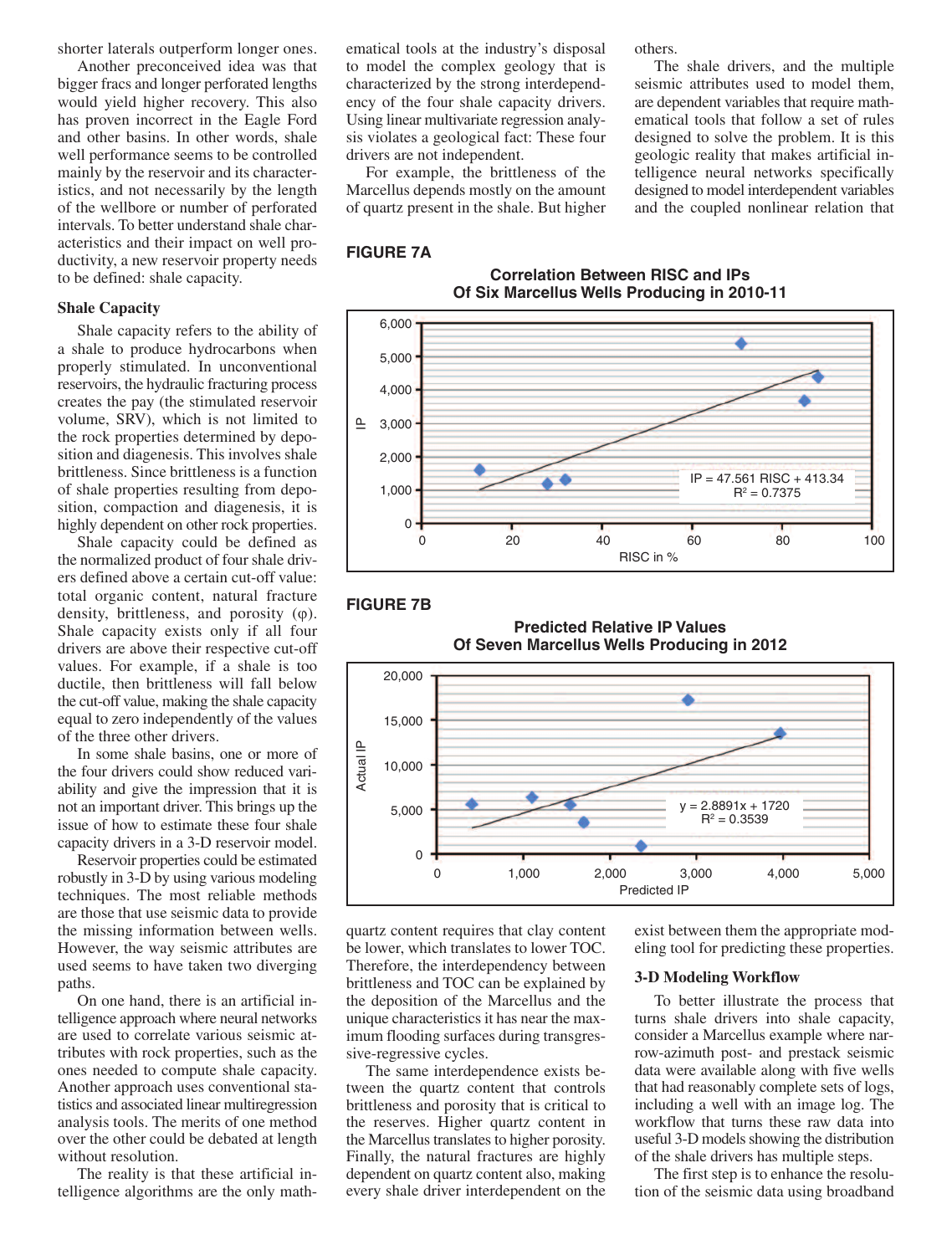shorter laterals outperform longer ones.

Another preconceived idea was that bigger fracs and longer perforated lengths would yield higher recovery. This also has proven incorrect in the Eagle Ford and other basins. In other words, shale well performance seems to be controlled mainly by the reservoir and its characteristics, and not necessarily by the length of the wellbore or number of perforated intervals. To better understand shale characteristics and their impact on well productivity, a new reservoir property needs to be defined: shale capacity.

### Shale Capacity

Shale capacity refers to the ability of a shale to produce hydrocarbons when properly stimulated. In unconventional reservoirs, the hydraulic fracturing process creates the pay (the stimulated reservoir volume, SRV), which is not limited to the rock properties determined by deposition and diagenesis. This involves shale brittleness. Since brittleness is a function of shale properties resulting from deposition, compaction and diagenesis, it is highly dependent on other rock properties.

Shale capacity could be defined as the normalized product of four shale drivers defined above a certain cut-off value: total organic content, natural fracture density, brittleness, and porosity ($\varphi$). Shale capacity exists only if all four drivers are above their respective cut-off values. For example, if a shale is too ductile, then brittleness will fall below the cut-off value, making the shale capacity equal to zero independently of the values of the three other drivers.

In some shale basins, one or more of the four drivers could show reduced variability and give the impression that it is not an important driver. This brings up the issue of how to estimate these four shale capacity drivers in a 3-D reservoir model.

Reservoir properties could be estimated robustly in 3-D by using various modeling techniques. The most reliable methods are those that use seismic data to provide the missing information between wells. However, the way seismic attributes are used seems to have taken two diverging paths.

On one hand, there is an artificial intelligence approach where neural networks are used to correlate various seismic attributes with rock properties, such as the ones needed to compute shale capacity. Another approach uses conventional statistics and associated linear multiregression analysis tools. The merits of one method over the other could be debated at length without resolution.

The reality is that these artificial intelligence algorithms are the only mathematical tools at the industry's disposal to model the complex geology that is characterized by the strong interdependency of the four shale capacity drivers. Using linear multivariate regression analysis violates a geological fact: These four drivers are not independent.

For example, the brittleness of the Marcellus depends mostly on the amount of quartz present in the shale. But higher quartz content requires that clay content be lower, which translates to lower TOC. Therefore, the interdependency between brittleness and TOC can be explained by the deposition of the Marcellus and the unique characteristics it has near the maximum flooding surfaces during transgressive-regressive cycles.

The same interdependence exists between the quartz content that controls brittleness and porosity that is critical to the reserves. Higher quartz content in the Marcellus translates to higher porosity. Finally, the natural fractures are highly dependent on quartz content also, making every shale driver interdependent on the others.

The shale drivers, and the multiple seismic attributes used to model them, are dependent variables that require mathematical tools that follow a set of rules designed to solve the problem. It is this geologic reality that makes artificial intelligence neural networks specifically designed to model interdependent variables and the coupled nonlinear relation that exist between them the appropriate modeling tool for predicting these properties.

**FIGURE 7A**

**Correlation Between RISC and IPs Of Six Marcellus Wells Producing in 2010-11**

$IP = 47.561\, RISC + 413.34$, $R^2 = 0.7375$

**FIGURE 7B**

**Predicted Relative IP Values Of Seven Marcellus Wells Producing in 2012**

$y = 2.8891x + 1720$, $R^2 = 0.3539$

### 3-D Modeling Workflow

To better illustrate the process that turns shale drivers into shale capacity, consider a Marcellus example where narrow-azimuth post- and prestack seismic data were available along with five wells that had reasonably complete sets of logs, including a well with an image log. The workflow that turns these raw data into useful 3-D models showing the distribution of the shale drivers has multiple steps.

The first step is to enhance the resolution of the seismic data using broadband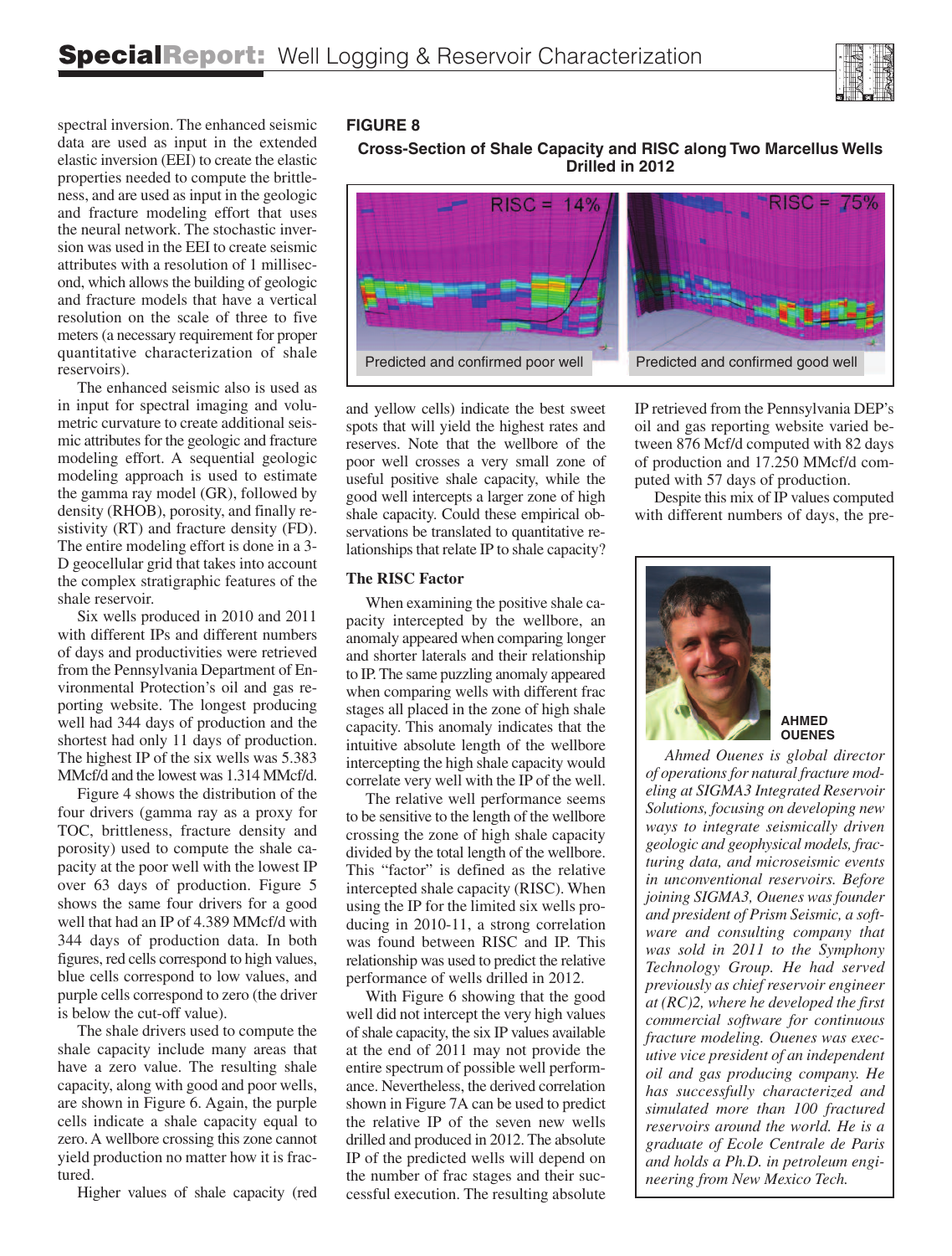spectral inversion. The enhanced seismic data are used as input in the extended elastic inversion (EEI) to create the elastic properties needed to compute the brittleness, and are used as input in the geologic and fracture modeling effort that uses the neural network. The stochastic inversion was used in the EEI to create seismic attributes with a resolution of 1 millisecond, which allows the building of geologic and fracture models that have a vertical resolution on the scale of three to five meters (a necessary requirement for proper quantitative characterization of shale reservoirs).

The enhanced seismic also is used as in input for spectral imaging and volumetric curvature to create additional seismic attributes for the geologic and fracture modeling effort. A sequential geologic modeling approach is used to estimate the gamma ray model (GR), followed by density (RHOB), porosity, and finally resistivity (RT) and fracture density (FD). The entire modeling effort is done in a 3-D geocellular grid that takes into account the complex stratigraphic features of the shale reservoir.

Six wells produced in 2010 and 2011 with different IPs and different numbers of days and productivities were retrieved from the Pennsylvania Department of Environmental Protection's oil and gas reporting website. The longest producing well had 344 days of production and the shortest had only 11 days of production. The highest IP of the six wells was 5.383 MMcf/d and the lowest was 1.314 MMcf/d.

Figure 4 shows the distribution of the four drivers (gamma ray as a proxy for TOC, brittleness, fracture density and porosity) used to compute the shale capacity at the poor well with the lowest IP over 63 days of production. Figure 5 shows the same four drivers for a good well that had an IP of 4.389 MMcf/d with 344 days of production data. In both figures, red cells correspond to high values, blue cells correspond to low values, and purple cells correspond to zero (the driver is below the cut-off value).

The shale drivers used to compute the shale capacity include many areas that have a zero value. The resulting shale capacity, along with good and poor wells, are shown in Figure 6. Again, the purple cells indicate a shale capacity equal to zero. A wellbore crossing this zone cannot yield production no matter how it is fractured.

Higher values of shale capacity (red and yellow cells) indicate the best sweet spots that will yield the highest rates and reserves. Note that the wellbore of the poor well crosses a very small zone of useful positive shale capacity, while the good well intercepts a larger zone of high shale capacity. Could these empirical observations be translated to quantitative relationships that relate IP to shale capacity?

**FIGURE 8**

**Cross-Section of Shale Capacity and RISC along Two Marcellus Wells Drilled in 2012**

RISC = 14%

RISC = 75%

Predicted and confirmed poor well

Predicted and confirmed good well

### The RISC Factor

When examining the positive shale capacity intercepted by the wellbore, an anomaly appeared when comparing longer and shorter laterals and their relationship to IP. The same puzzling anomaly appeared when comparing wells with different frac stages all placed in the zone of high shale capacity. This anomaly indicates that the intuitive absolute length of the wellbore intercepting the high shale capacity would correlate very well with the IP of the well.

The relative well performance seems to be sensitive to the length of the wellbore crossing the zone of high shale capacity divided by the total length of the wellbore. This "factor" is defined as the relative intercepted shale capacity (RISC). When using the IP for the limited six wells producing in 2010-11, a strong correlation was found between RISC and IP. This relationship was used to predict the relative performance of wells drilled in 2012.

With Figure 6 showing that the good well did not intercept the very high values of shale capacity, the six IP values available at the end of 2011 may not provide the entire spectrum of possible well performance. Nevertheless, the derived correlation shown in Figure 7A can be used to predict the relative IP of the seven new wells drilled and produced in 2012. The absolute IP of the predicted wells will depend on the number of frac stages and their successful execution. The resulting absolute IP retrieved from the Pennsylvania DEP's oil and gas reporting website varied between 876 Mcf/d computed with 82 days of production and 17.250 MMcf/d computed with 57 days of production.

Despite this mix of IP values computed with different numbers of days, the pre-

**AHMED OUENES**

*Ahmed Ouenes is global director of operations for natural fracture modeling at SIGMA3 Integrated Reservoir Solutions, focusing on developing new ways to integrate seismically driven geologic and geophysical models, fracturing data, and microseismic events in unconventional reservoirs. Before joining SIGMA3, Ouenes was founder and president of Prism Seismic, a software and consulting company that was sold in 2011 to the Symphony Technology Group. He had served previously as chief reservoir engineer at (RC)2, where he developed the first commercial software for continuous fracture modeling. Ouenes was executive vice president of an independent oil and gas producing company. He has successfully characterized and simulated more than 100 fractured reservoirs around the world. He is a graduate of Ecole Centrale de Paris and holds a Ph.D. in petroleum engineering from New Mexico Tech.*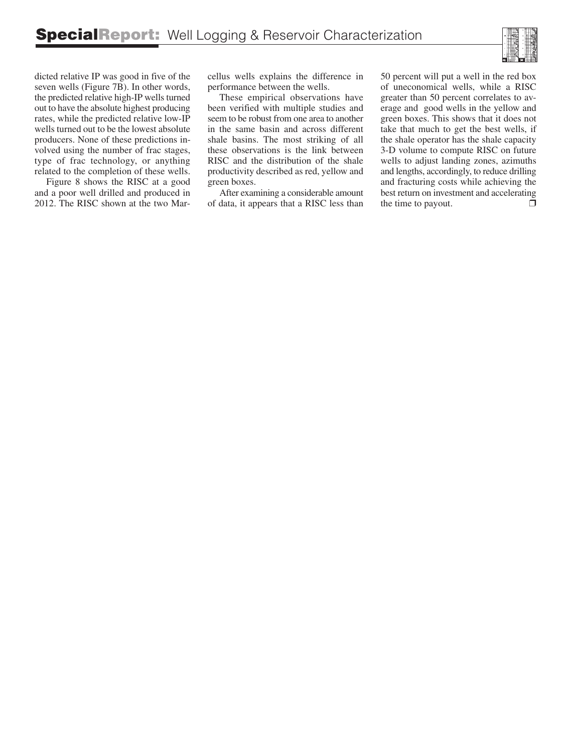dicted relative IP was good in five of the seven wells (Figure 7B). In other words, the predicted relative high-IP wells turned out to have the absolute highest producing rates, while the predicted relative low-IP wells turned out to be the lowest absolute producers. None of these predictions involved using the number of frac stages, type of frac technology, or anything related to the completion of these wells.

Figure 8 shows the RISC at a good and a poor well drilled and produced in 2012. The RISC shown at the two Marcellus wells explains the difference in performance between the wells.

These empirical observations have been verified with multiple studies and seem to be robust from one area to another in the same basin and across different shale basins. The most striking of all these observations is the link between RISC and the distribution of the shale productivity described as red, yellow and green boxes.

After examining a considerable amount of data, it appears that a RISC less than 50 percent will put a well in the red box of uneconomical wells, while a RISC greater than 50 percent correlates to average and good wells in the yellow and green boxes. This shows that it does not take that much to get the best wells, if the shale operator has the shale capacity 3-D volume to compute RISC on future wells to adjust landing zones, azimuths and lengths, accordingly, to reduce drilling and fracturing costs while achieving the best return on investment and accelerating the time to payout. ❒